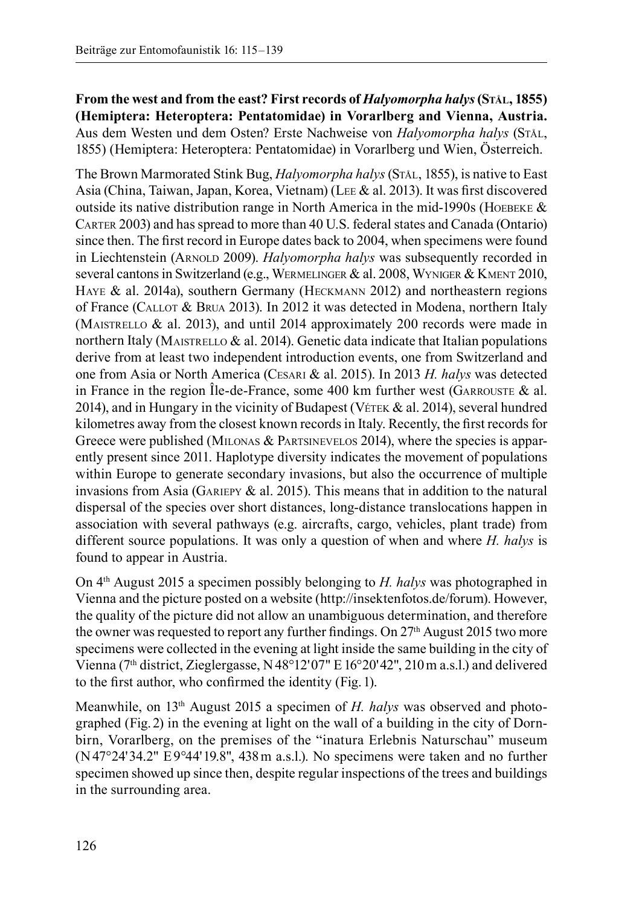**From the west and from the east? First records of *Halyomorpha halys* (Stål, 1855) (Hemiptera: Heteroptera: Pentatomidae) in Vorarlberg and Vienna, Austria.** Aus dem Westen und dem Osten? Erste Nachweise von *Halyomorpha halys* (Stål, 1855) (Hemiptera: Heteroptera: Pentatomidae) in Vorarlberg und Wien, Österreich.

The Brown Marmorated Stink Bug, *Halyomorpha halys* (Stål, 1855), is native to East Asia (China, Taiwan, Japan, Korea, Vietnam) (Lee & al. 2013). It was first discovered outside its native distribution range in North America in the mid-1990s (Hoebeke & Carter 2003) and has spread to more than 40 U.S. federal states and Canada (Ontario) since then. The first record in Europe dates back to 2004, when specimens were found in Liechtenstein (Arnold 2009). *Halyomorpha halys* was subsequently recorded in several cantons in Switzerland (e.g., Wermelinger & al. 2008, Wyniger & Kment 2010, Haye & al. 2014a), southern Germany (Heckmann 2012) and northeastern regions of France (Callot & Brua 2013). In 2012 it was detected in Modena, northern Italy (Maistrello & al. 2013), and until 2014 approximately 200 records were made in northern Italy (Maistrello & al. 2014). Genetic data indicate that Italian populations derive from at least two independent introduction events, one from Switzerland and one from Asia or North America (Cesari & al. 2015). In 2013 *H. halys* was detected in France in the region Île-de-France, some 400 km further west (Garrouste & al. 2014), and in Hungary in the vicinity of Budapest (Vétek & al. 2014), several hundred kilometres away from the closest known records in Italy. Recently, the first records for Greece were published (Milonas & Partsinevelos 2014), where the species is apparently present since 2011. Haplotype diversity indicates the movement of populations within Europe to generate secondary invasions, but also the occurrence of multiple invasions from Asia (Gariepy & al. 2015). This means that in addition to the natural dispersal of the species over short distances, long-distance translocations happen in association with several pathways (e.g. aircrafts, cargo, vehicles, plant trade) from different source populations. It was only a question of when and where *H. halys* is found to appear in Austria.

On 4th August 2015 a specimen possibly belonging to *H. halys* was photographed in Vienna and the picture posted on a website (http://insektenfotos.de/forum). However, the quality of the picture did not allow an unambiguous determination, and therefore the owner was requested to report any further findings. On 27th August 2015 two more specimens were collected in the evening at light inside the same building in the city of Vienna (7th district, Zieglergasse, N 48°12'07" E 16°20'42", 210 m a.s.l.) and delivered to the first author, who confirmed the identity (Fig. 1).

Meanwhile, on 13th August 2015 a specimen of *H. halys* was observed and photographed (Fig. 2) in the evening at light on the wall of a building in the city of Dornbirn, Vorarlberg, on the premises of the "inatura Erlebnis Naturschau" museum (N 47°24'34.2" E 9°44'19.8", 438 m a.s.l.). No specimens were taken and no further specimen showed up since then, despite regular inspections of the trees and buildings in the surrounding area.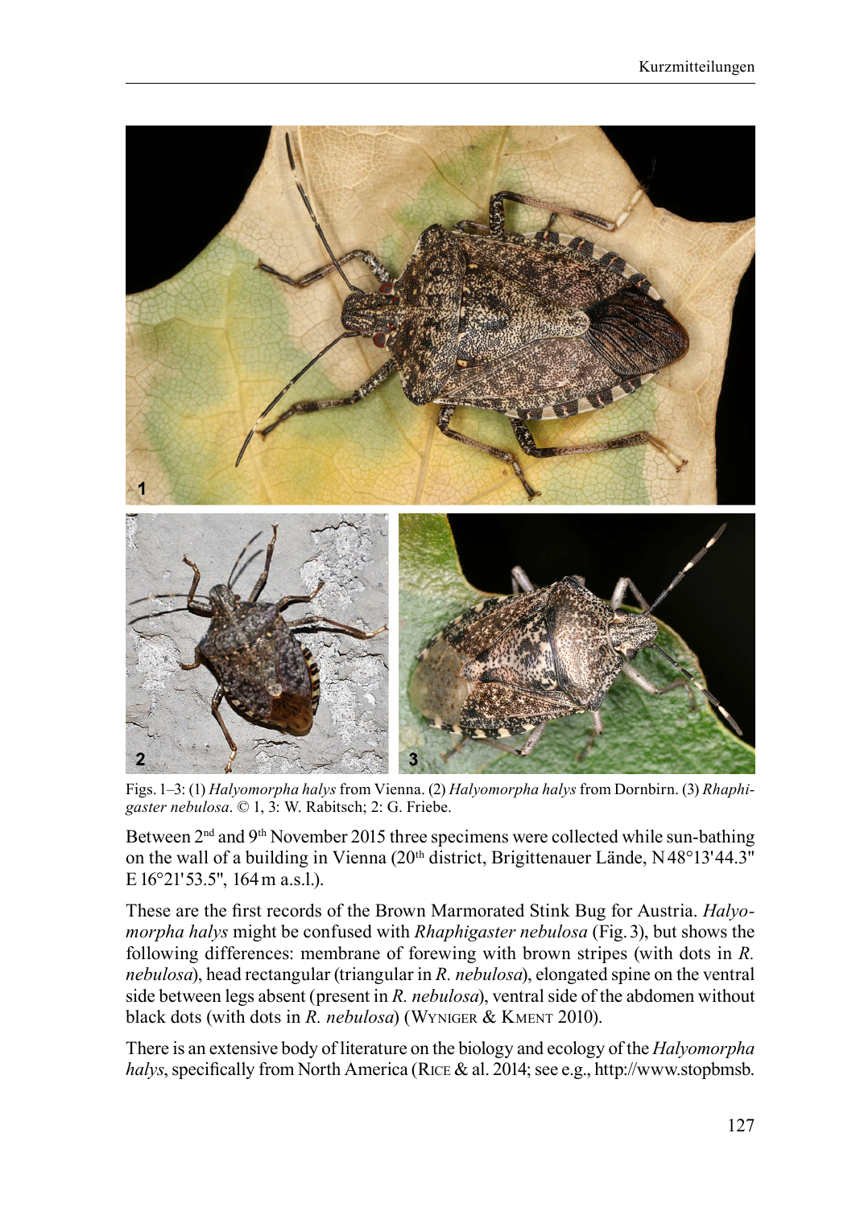Figs. 1–3: (1) *Halyomorpha halys* from Vienna. (2) *Halyomorpha halys* from Dornbirn. (3) *Rhaphigaster nebulosa*. © 1, 3: W. Rabitsch; 2: G. Friebe.

Between 2nd and 9th November 2015 three specimens were collected while sun-bathing on the wall of a building in Vienna (20th district, Brigittenauer Lände, N 48°13'44.3" E 16°21'53.5", 164 m a.s.l.).

These are the first records of the Brown Marmorated Stink Bug for Austria. *Halyomorpha halys* might be confused with *Rhaphigaster nebulosa* (Fig. 3), but shows the following differences: membrane of forewing with brown stripes (with dots in *R. nebulosa*), head rectangular (triangular in *R. nebulosa*), elongated spine on the ventral side between legs absent (present in *R. nebulosa*), ventral side of the abdomen without black dots (with dots in *R. nebulosa*) (Wyniger & Kment 2010).

There is an extensive body of literature on the biology and ecology of the *Halyomorpha halys*, specifically from North America (Rice & al. 2014; see e.g., http://www.stopbmsb.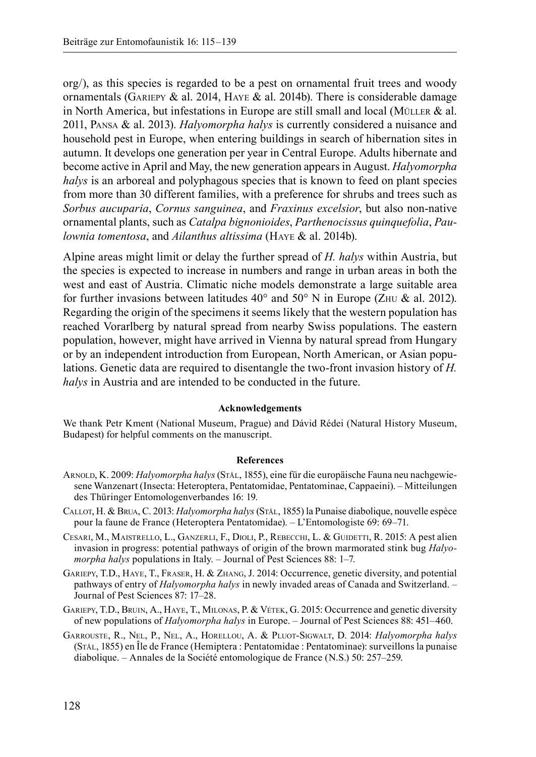org/), as this species is regarded to be a pest on ornamental fruit trees and woody ornamentals (Gariepy & al. 2014, Haye & al. 2014b). There is considerable damage in North America, but infestations in Europe are still small and local (Müller & al. 2011, Pansa & al. 2013). *Halyomorpha halys* is currently considered a nuisance and household pest in Europe, when entering buildings in search of hibernation sites in autumn. It develops one generation per year in Central Europe. Adults hibernate and become active in April and May, the new generation appears in August. *Halyomorpha halys* is an arboreal and polyphagous species that is known to feed on plant species from more than 30 different families, with a preference for shrubs and trees such as *Sorbus aucuparia*, *Cornus sanguinea*, and *Fraxinus excelsior*, but also non-native ornamental plants, such as *Catalpa bignonioides*, *Parthenocissus quinquefolia*, *Paulownia tomentosa*, and *Ailanthus altissima* (Haye & al. 2014b).

Alpine areas might limit or delay the further spread of *H. halys* within Austria, but the species is expected to increase in numbers and range in urban areas in both the west and east of Austria. Climatic niche models demonstrate a large suitable area for further invasions between latitudes 40° and 50° N in Europe (Zhu & al. 2012). Regarding the origin of the specimens it seems likely that the western population has reached Vorarlberg by natural spread from nearby Swiss populations. The eastern population, however, might have arrived in Vienna by natural spread from Hungary or by an independent introduction from European, North American, or Asian populations. Genetic data are required to disentangle the two-front invasion history of *H. halys* in Austria and are intended to be conducted in the future.

#### Acknowledgements

We thank Petr Kment (National Museum, Prague) and Dávid Rédei (Natural History Museum, Budapest) for helpful comments on the manuscript.

#### References

Arnold, K. 2009: *Halyomorpha halys* (Stål, 1855), eine für die europäische Fauna neu nachgewiesene Wanzenart (Insecta: Heteroptera, Pentatomidae, Pentatominae, Cappaeini). – Mitteilungen des Thüringer Entomologenverbandes 16: 19.

Callot, H. & Brua, C. 2013: *Halyomorpha halys* (Stål, 1855) la Punaise diabolique, nouvelle espèce pour la faune de France (Heteroptera Pentatomidae). – L'Entomologiste 69: 69–71.

Cesari, M., Maistrello, L., Ganzerli, F., Dioli, P., Rebecchi, L. & Guidetti, R. 2015: A pest alien invasion in progress: potential pathways of origin of the brown marmorated stink bug *Halyomorpha halys* populations in Italy. – Journal of Pest Sciences 88: 1–7.

Gariepy, T.D., Haye, T., Fraser, H. & Zhang, J. 2014: Occurrence, genetic diversity, and potential pathways of entry of *Halyomorpha halys* in newly invaded areas of Canada and Switzerland. – Journal of Pest Sciences 87: 17–28.

Gariepy, T.D., Bruin, A., Haye, T., Milonas, P. & Vétek, G. 2015: Occurrence and genetic diversity of new populations of *Halyomorpha halys* in Europe. – Journal of Pest Sciences 88: 451–460.

Garrouste, R., Nel, P., Nel, A., Horellou, A. & Pluot-Sigwalt, D. 2014: *Halyomorpha halys* (Stål, 1855) en Île de France (Hemiptera : Pentatomidae : Pentatominae): surveillons la punaise diabolique. – Annales de la Société entomologique de France (N.S.) 50: 257–259.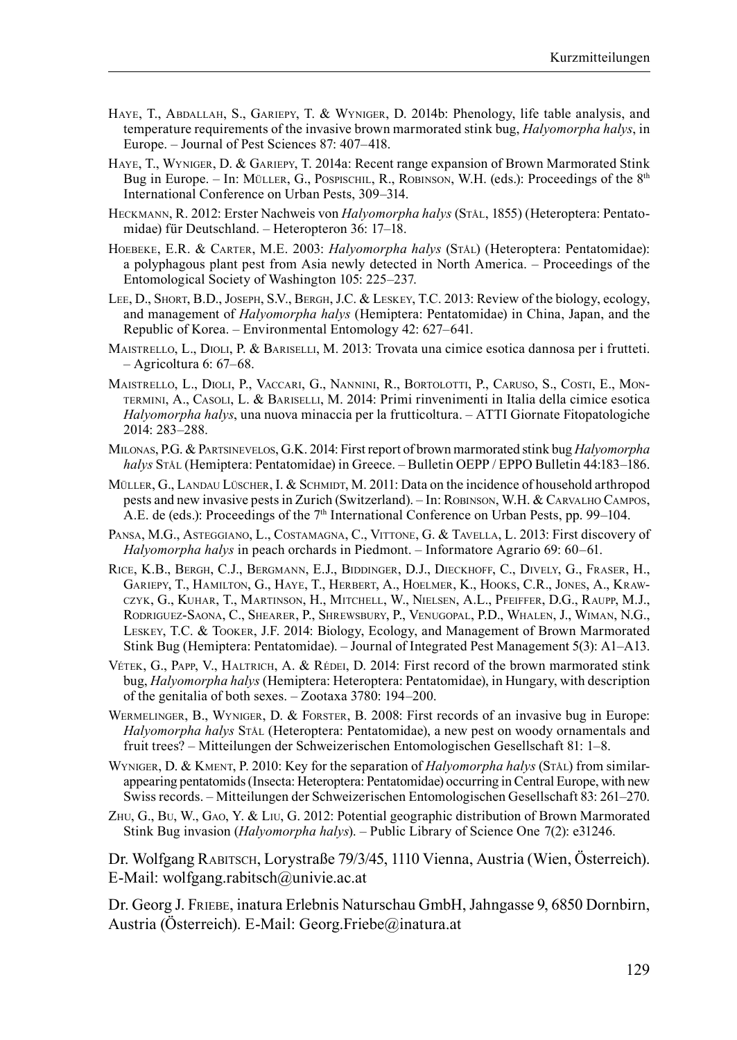Haye, T., Abdallah, S., Gariepy, T. & Wyniger, D. 2014b: Phenology, life table analysis, and temperature requirements of the invasive brown marmorated stink bug, *Halyomorpha halys*, in Europe. – Journal of Pest Sciences 87: 407–418.

Haye, T., Wyniger, D. & Gariepy, T. 2014a: Recent range expansion of Brown Marmorated Stink Bug in Europe. – In: Müller, G., Pospischil, R., Robinson, W.H. (eds.): Proceedings of the 8th International Conference on Urban Pests, 309–314.

Heckmann, R. 2012: Erster Nachweis von *Halyomorpha halys* (Stål, 1855) (Heteroptera: Pentatomidae) für Deutschland. – Heteropteron 36: 17–18.

Hoebeke, E.R. & Carter, M.E. 2003: *Halyomorpha halys* (Stål) (Heteroptera: Pentatomidae): a polyphagous plant pest from Asia newly detected in North America. – Proceedings of the Entomological Society of Washington 105: 225–237.

Lee, D., Short, B.D., Joseph, S.V., Bergh, J.C. & Leskey, T.C. 2013: Review of the biology, ecology, and management of *Halyomorpha halys* (Hemiptera: Pentatomidae) in China, Japan, and the Republic of Korea. – Environmental Entomology 42: 627–641.

Maistrello, L., Dioli, P. & Bariselli, M. 2013: Trovata una cimice esotica dannosa per i frutteti. – Agricoltura 6: 67–68.

Maistrello, L., Dioli, P., Vaccari, G., Nannini, R., Bortolotti, P., Caruso, S., Costi, E., Montermini, A., Casoli, L. & Bariselli, M. 2014: Primi rinvenimenti in Italia della cimice esotica *Halyomorpha halys*, una nuova minaccia per la frutticoltura. – ATTI Giornate Fitopatologiche 2014: 283–288.

Milonas, P.G. & Partsinevelos, G.K. 2014: First report of brown marmorated stink bug *Halyomorpha halys* Stål (Hemiptera: Pentatomidae) in Greece. – Bulletin OEPP / EPPO Bulletin 44:183–186.

Müller, G., Landau Lüscher, I. & Schmidt, M. 2011: Data on the incidence of household arthropod pests and new invasive pests in Zurich (Switzerland). – In: Robinson, W.H. & Carvalho Campos, A.E. de (eds.): Proceedings of the 7th International Conference on Urban Pests, pp. 99–104.

Pansa, M.G., Asteggiano, L., Costamagna, C., Vittone, G. & Tavella, L. 2013: First discovery of *Halyomorpha halys* in peach orchards in Piedmont. – Informatore Agrario 69: 60–61.

Rice, K.B., Bergh, C.J., Bergmann, E.J., Biddinger, D.J., Dieckhoff, C., Dively, G., Fraser, H., Gariepy, T., Hamilton, G., Haye, T., Herbert, A., Hoelmer, K., Hooks, C.R., Jones, A., Krawczyk, G., Kuhar, T., Martinson, H., Mitchell, W., Nielsen, A.L., Pfeiffer, D.G., Raupp, M.J., Rodriguez-Saona, C., Shearer, P., Shrewsbury, P., Venugopal, P.D., Whalen, J., Wiman, N.G., Leskey, T.C. & Tooker, J.F. 2014: Biology, Ecology, and Management of Brown Marmorated Stink Bug (Hemiptera: Pentatomidae). – Journal of Integrated Pest Management 5(3): A1–A13.

Vétek, G., Papp, V., Haltrich, A. & Rédei, D. 2014: First record of the brown marmorated stink bug, *Halyomorpha halys* (Hemiptera: Heteroptera: Pentatomidae), in Hungary, with description of the genitalia of both sexes. – Zootaxa 3780: 194–200.

Wermelinger, B., Wyniger, D. & Forster, B. 2008: First records of an invasive bug in Europe: *Halyomorpha halys* Stål (Heteroptera: Pentatomidae), a new pest on woody ornamentals and fruit trees? – Mitteilungen der Schweizerischen Entomologischen Gesellschaft 81: 1–8.

Wyniger, D. & Kment, P. 2010: Key for the separation of *Halyomorpha halys* (Stål) from similar-appearing pentatomids (Insecta: Heteroptera: Pentatomidae) occurring in Central Europe, with new Swiss records. – Mitteilungen der Schweizerischen Entomologischen Gesellschaft 83: 261–270.

Zhu, G., Bu, W., Gao, Y. & Liu, G. 2012: Potential geographic distribution of Brown Marmorated Stink Bug invasion (*Halyomorpha halys*). – Public Library of Science One 7(2): e31246.

Dr. Wolfgang Rabitsch, Lorystraße 79/3/45, 1110 Vienna, Austria (Wien, Österreich). E-Mail: wolfgang.rabitsch@univie.ac.at

Dr. Georg J. Friebe, inatura Erlebnis Naturschau GmbH, Jahngasse 9, 6850 Dornbirn, Austria (Österreich). E-Mail: Georg.Friebe@inatura.at